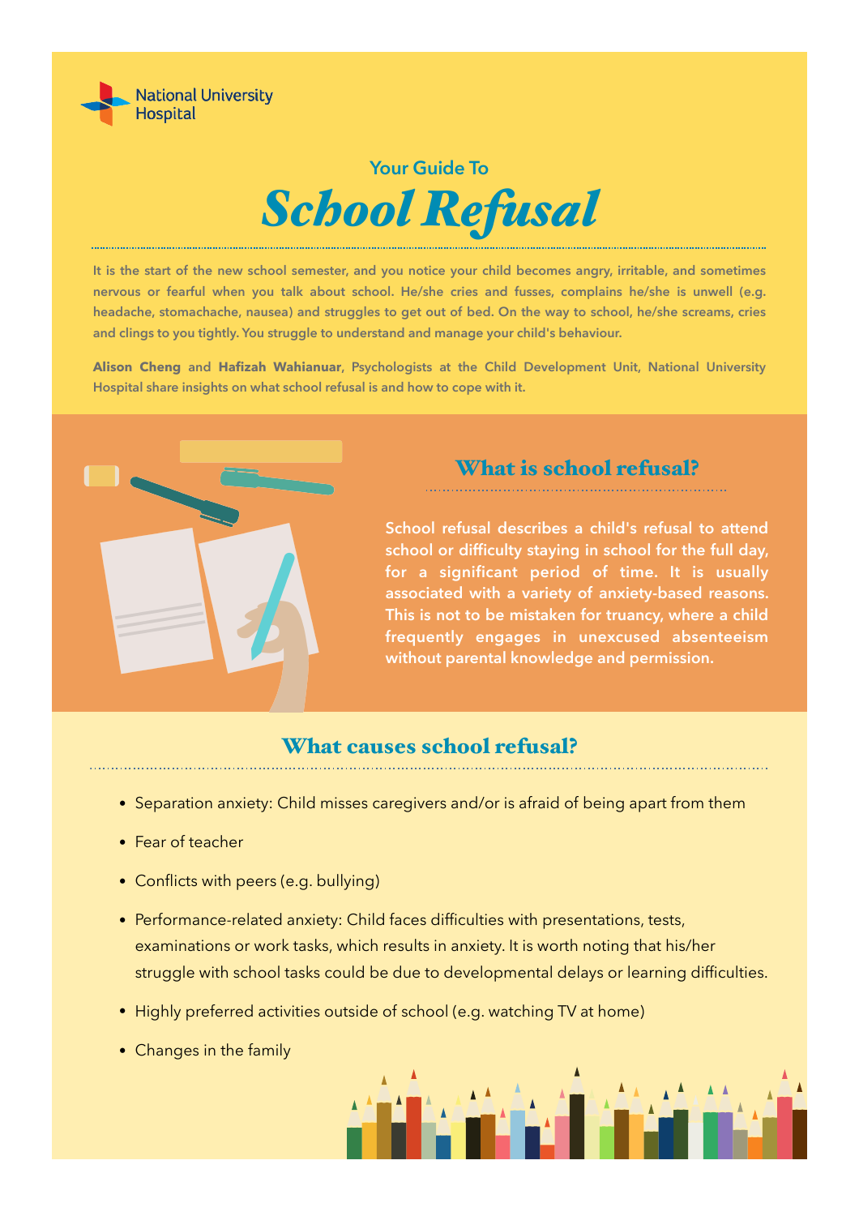National University Hospital

## Your Guide To

# *School Refusal*

**It is the start of the new school semester, and you notice your child becomes angry, irritable, and sometimes nervous or fearful when you talk about school. He/she cries and fusses, complains he/she is unwell (e.g. headache, stomachache, nausea) and struggles to get out of bed. On the way to school, he/she screams, cries and clings to you tightly. You struggle to understand and manage your child's behaviour.**

**Alison Cheng and Hafizah Wahianuar, Psychologists at the Child Development Unit, National University Hospital share insights on what school refusal is and how to cope with it.**

## What is school refusal?

**School refusal describes a child's refusal to attend school or difficulty staying in school for the full day, for a significant period of time. It is usually associated with a variety of anxiety-based reasons. This is not to be mistaken for truancy, where a child frequently engages in unexcused absenteeism without parental knowledge and permission.**

## What causes school refusal?

- Separation anxiety: Child misses caregivers and/or is afraid of being apart from them
- Fear of teacher
- Conflicts with peers (e.g. bullying)
- Performance-related anxiety: Child faces difficulties with presentations, tests, examinations or work tasks, which results in anxiety. It is worth noting that his/her struggle with school tasks could be due to developmental delays or learning difficulties.
- Highly preferred activities outside of school (e.g. watching TV at home)
- Changes in the family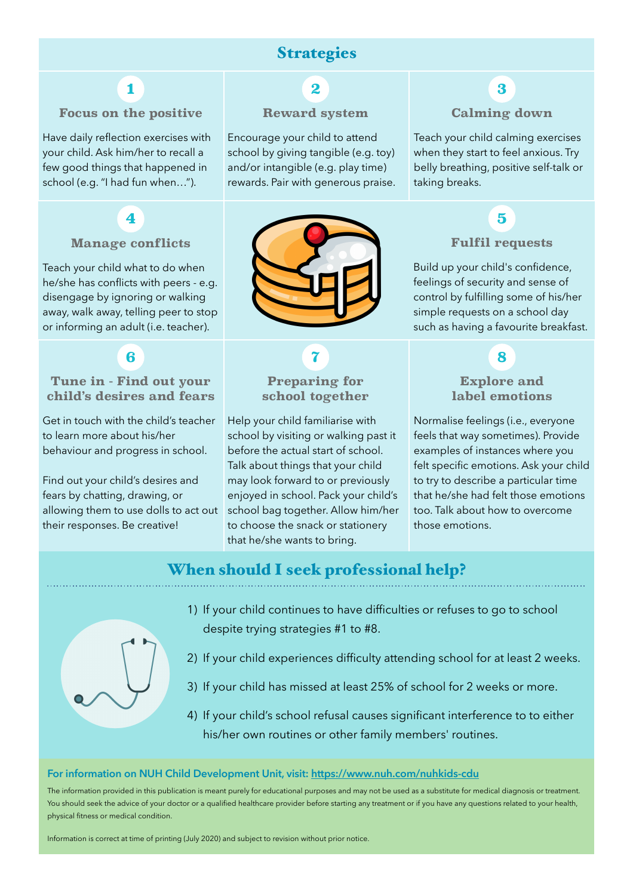## Strategies

### 1 Focus on the positive

Have daily reflection exercises with your child. Ask him/her to recall a few good things that happened in school (e.g. "I had fun when…").

### 2 Reward system

Encourage your child to attend school by giving tangible (e.g. toy) and/or intangible (e.g. play time) rewards. Pair with generous praise.

### 3 Calming down

Teach your child calming exercises when they start to feel anxious. Try belly breathing, positive self-talk or taking breaks.

### 4 Manage conflicts

Teach your child what to do when he/she has conflicts with peers - e.g. disengage by ignoring or walking away, walk away, telling peer to stop or informing an adult (i.e. teacher).

### 5 Fulfil requests

Build up your child's confidence, feelings of security and sense of control by fulfilling some of his/her simple requests on a school day such as having a favourite breakfast.

### 6 Tune in - Find out your child's desires and fears

Get in touch with the child's teacher to learn more about his/her behaviour and progress in school.

Find out your child's desires and fears by chatting, drawing, or allowing them to use dolls to act out their responses. Be creative!

### 7 Preparing for school together

Help your child familiarise with school by visiting or walking past it before the actual start of school. Talk about things that your child may look forward to or previously enjoyed in school. Pack your child's school bag together. Allow him/her to choose the snack or stationery that he/she wants to bring.

### 8 Explore and label emotions

Normalise feelings (i.e., everyone feels that way sometimes). Provide examples of instances where you felt specific emotions. Ask your child to try to describe a particular time that he/she had felt those emotions too. Talk about how to overcome those emotions.

## When should I seek professional help?

1) If your child continues to have difficulties or refuses to go to school despite trying strategies #1 to #8.
2) If your child experiences difficulty attending school for at least 2 weeks.
3) If your child has missed at least 25% of school for 2 weeks or more.
4) If your child's school refusal causes significant interference to to either his/her own routines or other family members' routines.

**For information on NUH Child Development Unit, visit: https://www.nuh.com/nuhkids-cdu**

The information provided in this publication is meant purely for educational purposes and may not be used as a substitute for medical diagnosis or treatment. You should seek the advice of your doctor or a qualified healthcare provider before starting any treatment or if you have any questions related to your health, physical fitness or medical condition.

Information is correct at time of printing (July 2020) and subject to revision without prior notice.